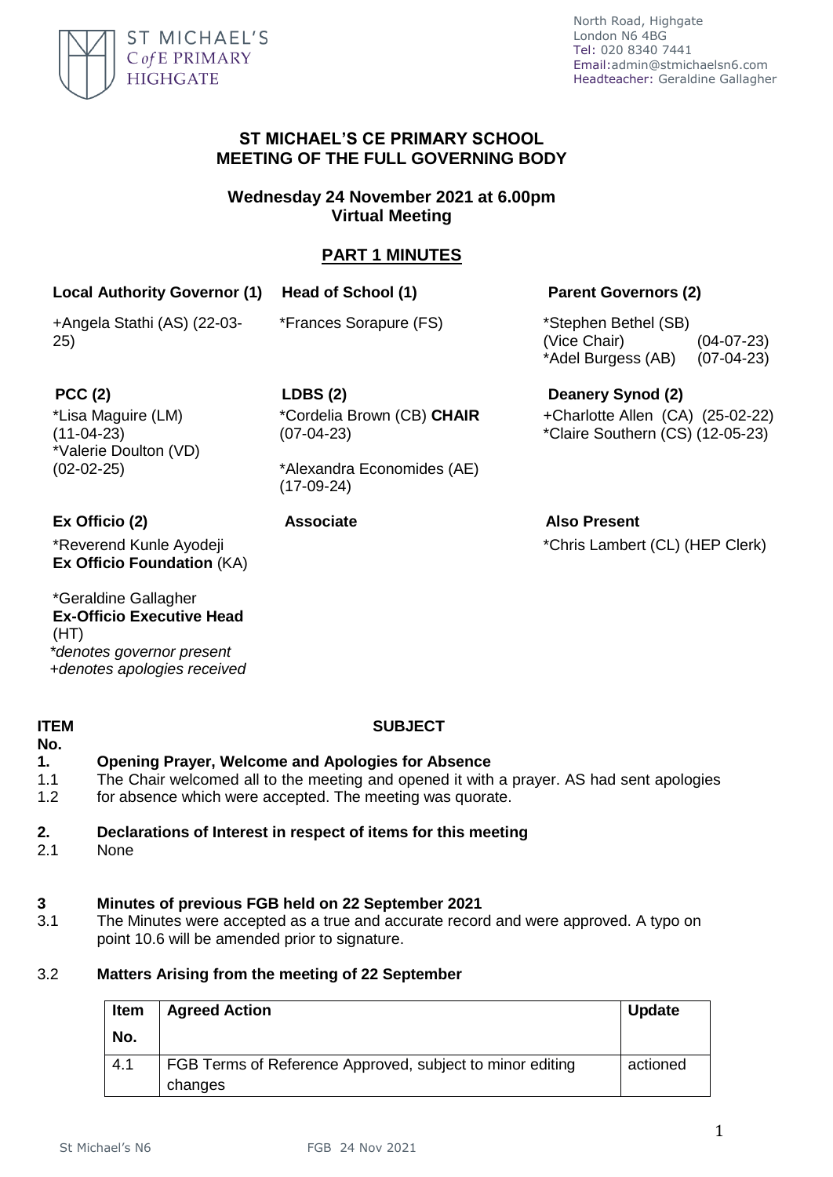ST MICHAEL'S
C of E PRIMARY
HIGHGATE

North Road, Highgate
London N6 4BG
Tel: 020 8340 7441
Email:admin@stmichaelsn6.com
Headteacher: Geraldine Gallagher

## ST MICHAEL'S CE PRIMARY SCHOOL
## MEETING OF THE FULL GOVERNING BODY

### Wednesday 24 November 2021 at 6.00pm
### Virtual Meeting

### PART 1 MINUTES

**Local Authority Governor (1)**

+Angela Stathi (AS) (22-03-25)

**Head of School (1)**

*Frances Sorapure (FS)

**Parent Governors (2)**

*Stephen Bethel (SB) (Vice Chair) (04-07-23)
*Adel Burgess (AB) (07-04-23)

**PCC (2)**

*Lisa Maguire (LM) (11-04-23)
*Valerie Doulton (VD) (02-02-25)

**LDBS (2)**

*Cordelia Brown (CB) **CHAIR** (07-04-23)

*Alexandra Economides (AE) (17-09-24)

**Deanery Synod (2)**

+Charlotte Allen (CA) (25-02-22)
*Claire Southern (CS) (12-05-23)

**Ex Officio (2)**

*Reverend Kunle Ayodeji **Ex Officio Foundation** (KA)

*Geraldine Gallagher **Ex-Officio Executive Head** (HT)

*\*denotes governor present*
*+denotes apologies received*

**Associate**

**Also Present**

*Chris Lambert (CL) (HEP Clerk)

**ITEM No.** **SUBJECT**

**1. Opening Prayer, Welcome and Apologies for Absence**

1.1 The Chair welcomed all to the meeting and opened it with a prayer. AS had sent apologies
1.2 for absence which were accepted. The meeting was quorate.

**2. Declarations of Interest in respect of items for this meeting**

2.1 None

**3 Minutes of previous FGB held on 22 September 2021**

3.1 The Minutes were accepted as a true and accurate record and were approved. A typo on point 10.6 will be amended prior to signature.

3.2 **Matters Arising from the meeting of 22 September**

| Item No. | Agreed Action | Update |
|---|---|---|
| 4.1 | FGB Terms of Reference Approved, subject to minor editing changes | actioned |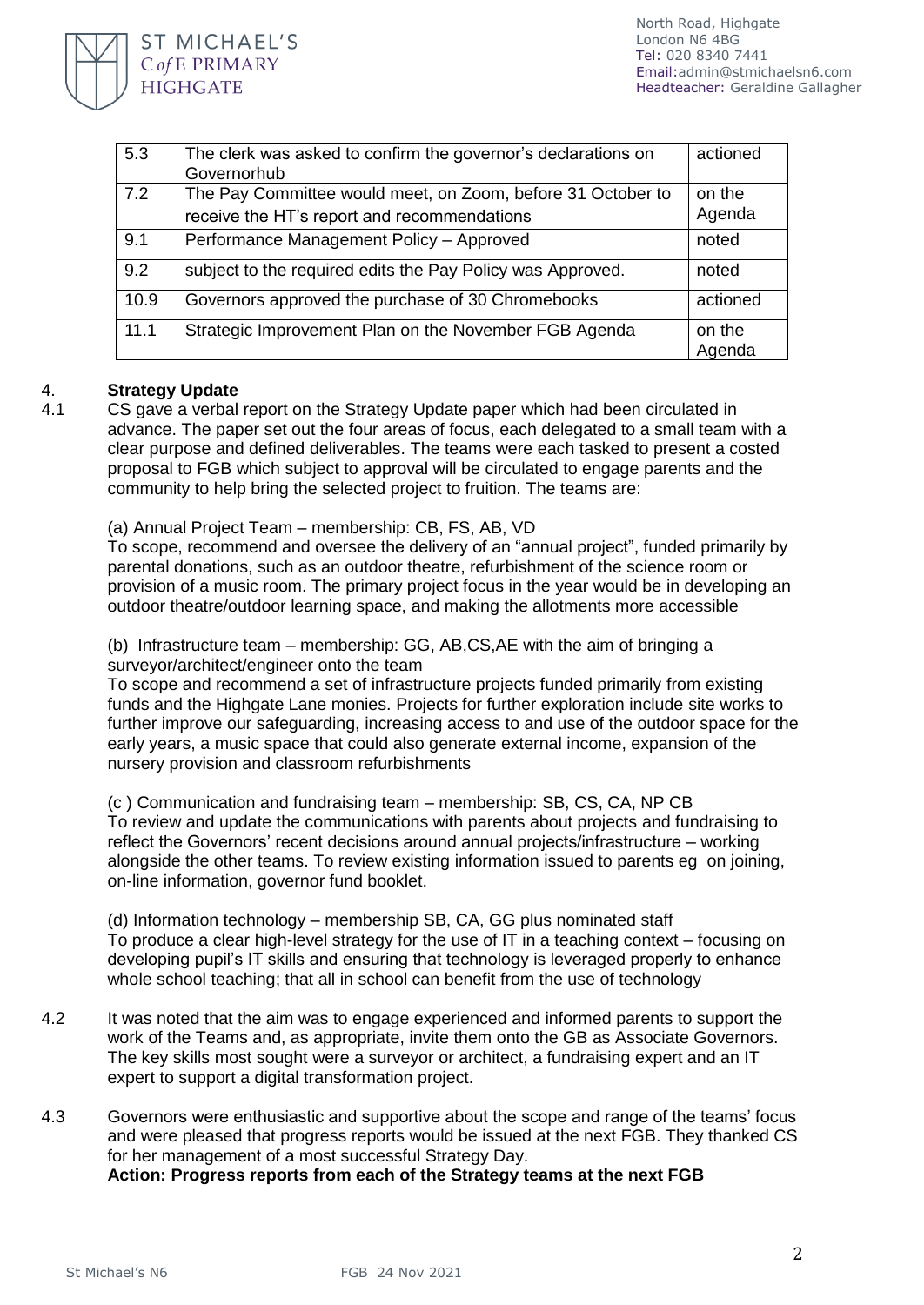| 5.3 | The clerk was asked to confirm the governor's declarations on Governorhub | actioned |
|---|---|---|
| 7.2 | The Pay Committee would meet, on Zoom, before 31 October to receive the HT's report and recommendations | on the Agenda |
| 9.1 | Performance Management Policy – Approved | noted |
| 9.2 | subject to the required edits the Pay Policy was Approved. | noted |
| 10.9 | Governors approved the purchase of 30 Chromebooks | actioned |
| 11.1 | Strategic Improvement Plan on the November FGB Agenda | on the Agenda |

## 4. Strategy Update

4.1 CS gave a verbal report on the Strategy Update paper which had been circulated in advance. The paper set out the four areas of focus, each delegated to a small team with a clear purpose and defined deliverables. The teams were each tasked to present a costed proposal to FGB which subject to approval will be circulated to engage parents and the community to help bring the selected project to fruition. The teams are:

(a) Annual Project Team – membership: CB, FS, AB, VD
To scope, recommend and oversee the delivery of an "annual project", funded primarily by parental donations, such as an outdoor theatre, refurbishment of the science room or provision of a music room. The primary project focus in the year would be in developing an outdoor theatre/outdoor learning space, and making the allotments more accessible

(b) Infrastructure team – membership: GG, AB,CS,AE with the aim of bringing a surveyor/architect/engineer onto the team
To scope and recommend a set of infrastructure projects funded primarily from existing funds and the Highgate Lane monies. Projects for further exploration include site works to further improve our safeguarding, increasing access to and use of the outdoor space for the early years, a music space that could also generate external income, expansion of the nursery provision and classroom refurbishments

(c ) Communication and fundraising team – membership: SB, CS, CA, NP CB
To review and update the communications with parents about projects and fundraising to reflect the Governors' recent decisions around annual projects/infrastructure – working alongside the other teams. To review existing information issued to parents eg on joining, on-line information, governor fund booklet.

(d) Information technology – membership SB, CA, GG plus nominated staff
To produce a clear high-level strategy for the use of IT in a teaching context – focusing on developing pupil's IT skills and ensuring that technology is leveraged properly to enhance whole school teaching; that all in school can benefit from the use of technology

4.2 It was noted that the aim was to engage experienced and informed parents to support the work of the Teams and, as appropriate, invite them onto the GB as Associate Governors. The key skills most sought were a surveyor or architect, a fundraising expert and an IT expert to support a digital transformation project.

4.3 Governors were enthusiastic and supportive about the scope and range of the teams' focus and were pleased that progress reports would be issued at the next FGB. They thanked CS for her management of a most successful Strategy Day.
**Action: Progress reports from each of the Strategy teams at the next FGB**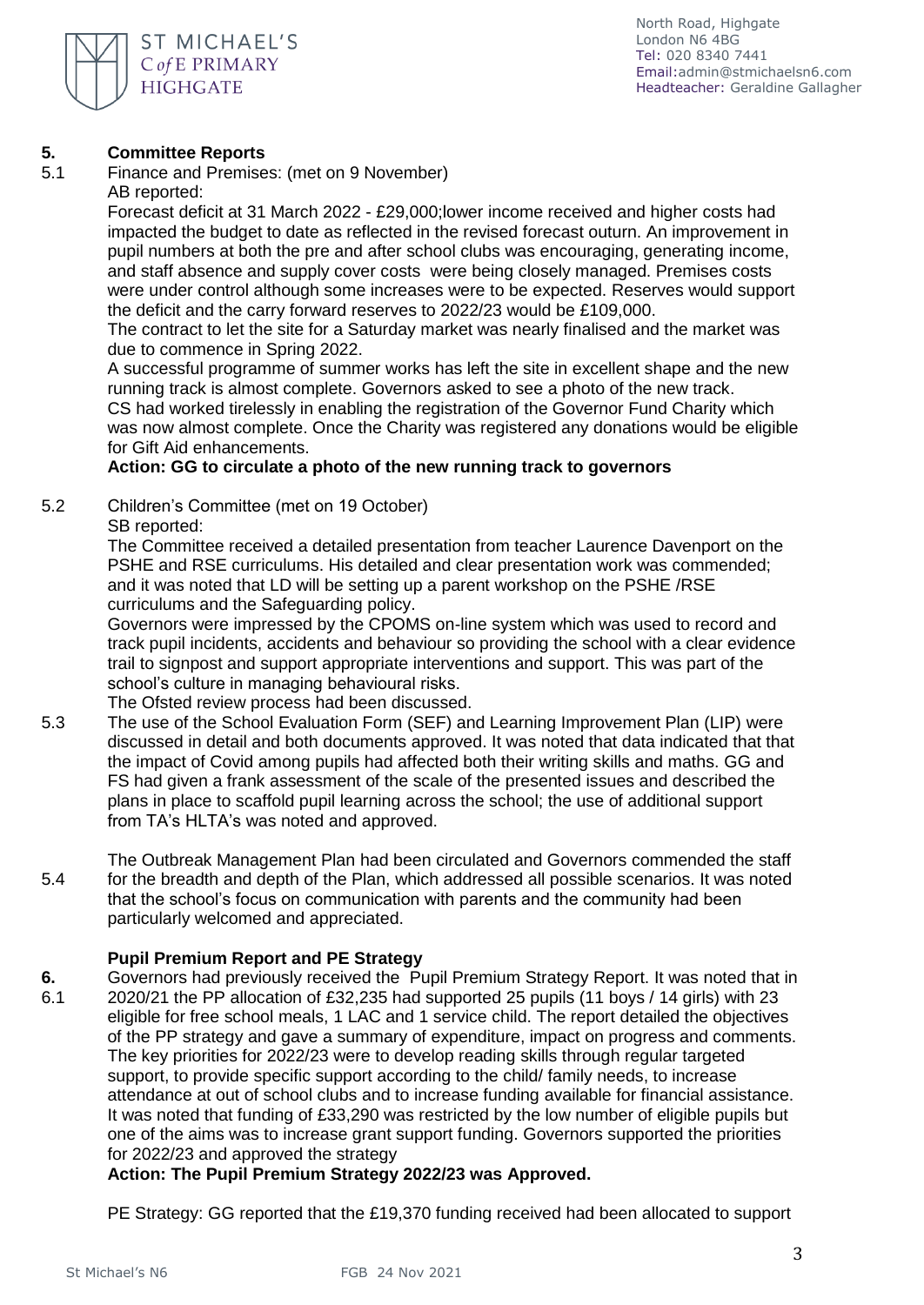## 5. Committee Reports

5.1 Finance and Premises: (met on 9 November)

AB reported:

Forecast deficit at 31 March 2022 - £29,000;lower income received and higher costs had impacted the budget to date as reflected in the revised forecast outurn. An improvement in pupil numbers at both the pre and after school clubs was encouraging, generating income, and staff absence and supply cover costs were being closely managed. Premises costs were under control although some increases were to be expected. Reserves would support the deficit and the carry forward reserves to 2022/23 would be £109,000.

The contract to let the site for a Saturday market was nearly finalised and the market was due to commence in Spring 2022.

A successful programme of summer works has left the site in excellent shape and the new running track is almost complete. Governors asked to see a photo of the new track.

CS had worked tirelessly in enabling the registration of the Governor Fund Charity which was now almost complete. Once the Charity was registered any donations would be eligible for Gift Aid enhancements.

**Action: GG to circulate a photo of the new running track to governors**

5.2 Children's Committee (met on 19 October)

SB reported:

The Committee received a detailed presentation from teacher Laurence Davenport on the PSHE and RSE curriculums. His detailed and clear presentation work was commended; and it was noted that LD will be setting up a parent workshop on the PSHE /RSE curriculums and the Safeguarding policy.

Governors were impressed by the CPOMS on-line system which was used to record and track pupil incidents, accidents and behaviour so providing the school with a clear evidence trail to signpost and support appropriate interventions and support. This was part of the school's culture in managing behavioural risks.

The Ofsted review process had been discussed.

5.3 The use of the School Evaluation Form (SEF) and Learning Improvement Plan (LIP) were discussed in detail and both documents approved. It was noted that data indicated that that the impact of Covid among pupils had affected both their writing skills and maths. GG and FS had given a frank assessment of the scale of the presented issues and described the plans in place to scaffold pupil learning across the school; the use of additional support from TA's HLTA's was noted and approved.

5.4 The Outbreak Management Plan had been circulated and Governors commended the staff for the breadth and depth of the Plan, which addressed all possible scenarios. It was noted that the school's focus on communication with parents and the community had been particularly welcomed and appreciated.

## 6. Pupil Premium Report and PE Strategy

6.1 Governors had previously received the Pupil Premium Strategy Report. It was noted that in 2020/21 the PP allocation of £32,235 had supported 25 pupils (11 boys / 14 girls) with 23 eligible for free school meals, 1 LAC and 1 service child. The report detailed the objectives of the PP strategy and gave a summary of expenditure, impact on progress and comments. The key priorities for 2022/23 were to develop reading skills through regular targeted support, to provide specific support according to the child/ family needs, to increase attendance at out of school clubs and to increase funding available for financial assistance. It was noted that funding of £33,290 was restricted by the low number of eligible pupils but one of the aims was to increase grant support funding. Governors supported the priorities for 2022/23 and approved the strategy

**Action: The Pupil Premium Strategy 2022/23 was Approved.**

PE Strategy: GG reported that the £19,370 funding received had been allocated to support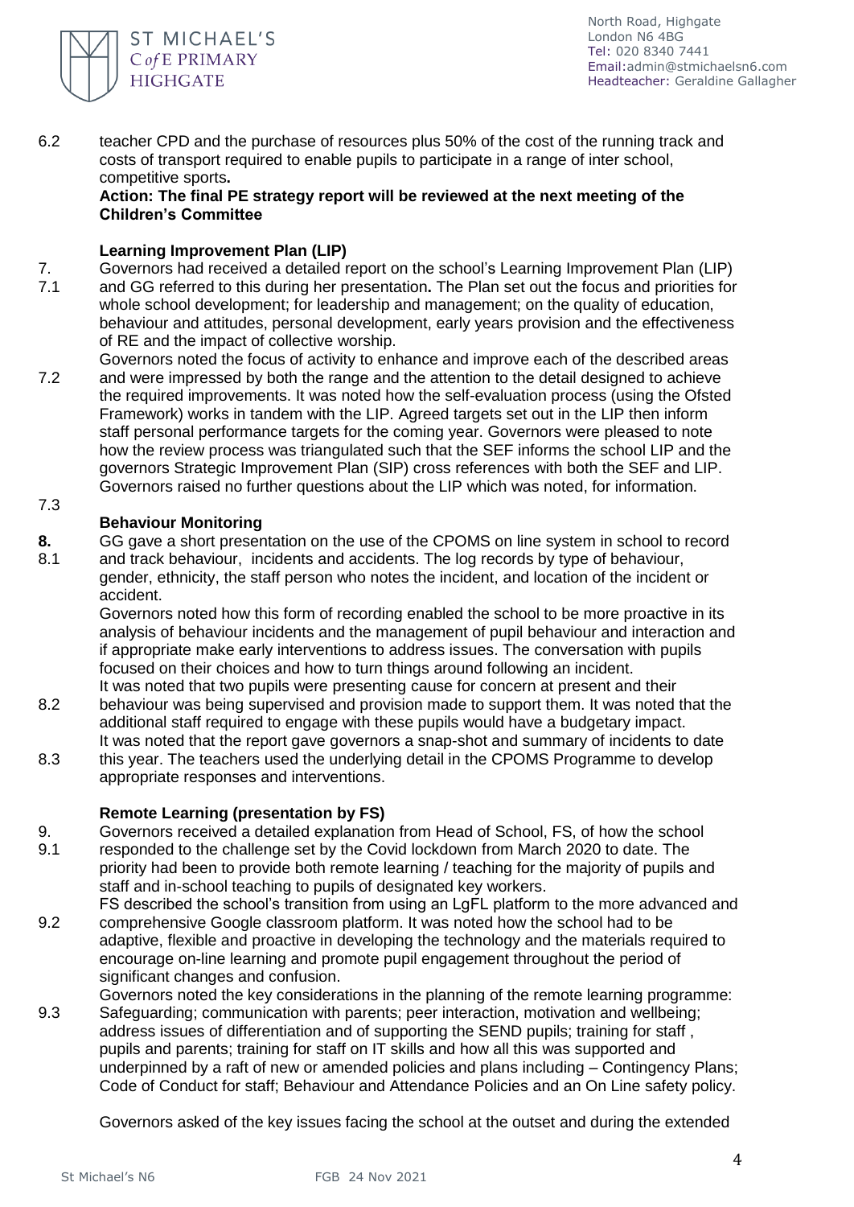6.2 teacher CPD and the purchase of resources plus 50% of the cost of the running track and costs of transport required to enable pupils to participate in a range of inter school, competitive sports**.**

**Action: The final PE strategy report will be reviewed at the next meeting of the Children's Committee**

**Learning Improvement Plan (LIP)**

7.

7.1 Governors had received a detailed report on the school's Learning Improvement Plan (LIP) and GG referred to this during her presentation**.** The Plan set out the focus and priorities for whole school development; for leadership and management; on the quality of education, behaviour and attitudes, personal development, early years provision and the effectiveness of RE and the impact of collective worship.

7.2 Governors noted the focus of activity to enhance and improve each of the described areas and were impressed by both the range and the attention to the detail designed to achieve the required improvements. It was noted how the self-evaluation process (using the Ofsted Framework) works in tandem with the LIP. Agreed targets set out in the LIP then inform staff personal performance targets for the coming year. Governors were pleased to note how the review process was triangulated such that the SEF informs the school LIP and the governors Strategic Improvement Plan (SIP) cross references with both the SEF and LIP. Governors raised no further questions about the LIP which was noted, for information.

7.3

**Behaviour Monitoring**

**8.**

8.1 GG gave a short presentation on the use of the CPOMS on line system in school to record and track behaviour, incidents and accidents. The log records by type of behaviour, gender, ethnicity, the staff person who notes the incident, and location of the incident or accident.

Governors noted how this form of recording enabled the school to be more proactive in its analysis of behaviour incidents and the management of pupil behaviour and interaction and if appropriate make early interventions to address issues. The conversation with pupils focused on their choices and how to turn things around following an incident.

8.2 It was noted that two pupils were presenting cause for concern at present and their behaviour was being supervised and provision made to support them. It was noted that the additional staff required to engage with these pupils would have a budgetary impact.

8.3 It was noted that the report gave governors a snap-shot and summary of incidents to date this year. The teachers used the underlying detail in the CPOMS Programme to develop appropriate responses and interventions.

**Remote Learning (presentation by FS)**

9.

9.1 Governors received a detailed explanation from Head of School, FS, of how the school responded to the challenge set by the Covid lockdown from March 2020 to date. The priority had been to provide both remote learning / teaching for the majority of pupils and staff and in-school teaching to pupils of designated key workers.

9.2 FS described the school's transition from using an LgFL platform to the more advanced and comprehensive Google classroom platform. It was noted how the school had to be adaptive, flexible and proactive in developing the technology and the materials required to encourage on-line learning and promote pupil engagement throughout the period of significant changes and confusion.

9.3 Governors noted the key considerations in the planning of the remote learning programme: Safeguarding; communication with parents; peer interaction, motivation and wellbeing; address issues of differentiation and of supporting the SEND pupils; training for staff , pupils and parents; training for staff on IT skills and how all this was supported and underpinned by a raft of new or amended policies and plans including – Contingency Plans; Code of Conduct for staff; Behaviour and Attendance Policies and an On Line safety policy.

Governors asked of the key issues facing the school at the outset and during the extended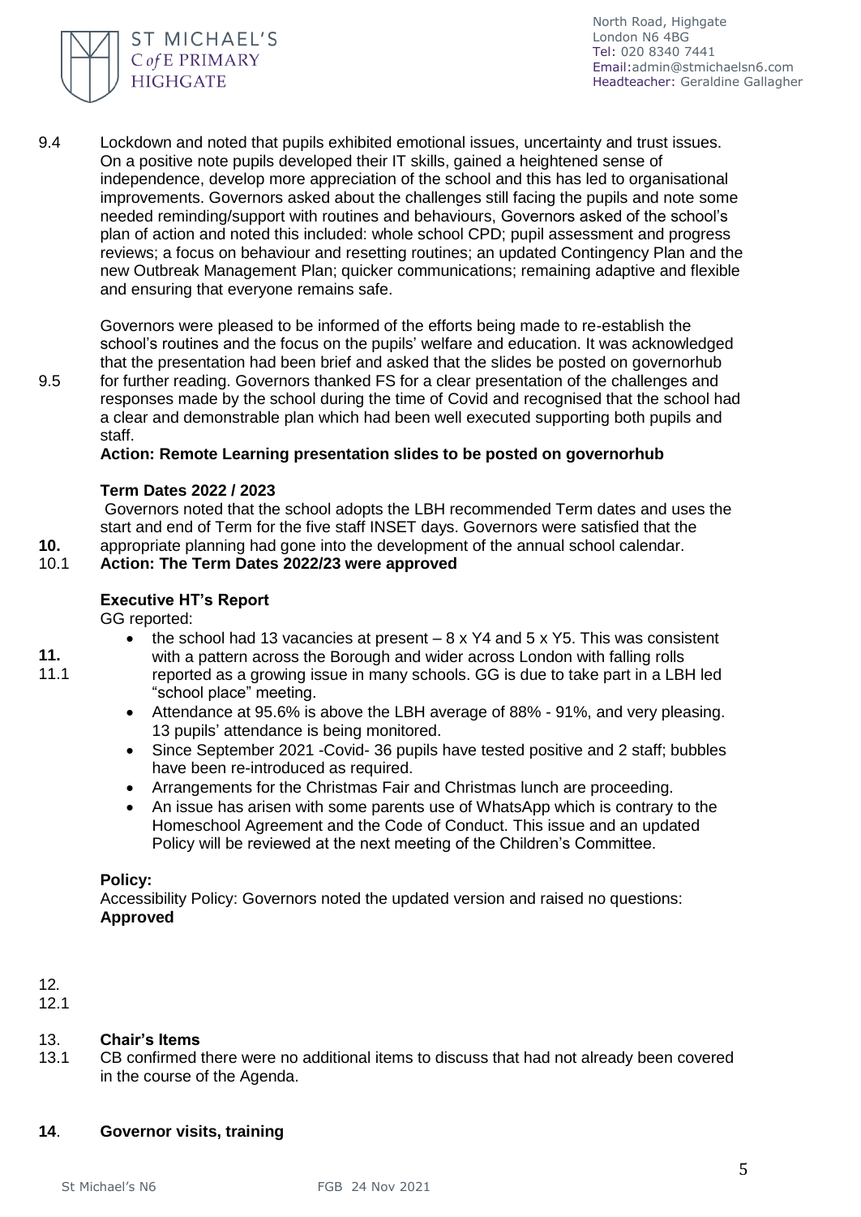9.4 Lockdown and noted that pupils exhibited emotional issues, uncertainty and trust issues. On a positive note pupils developed their IT skills, gained a heightened sense of independence, develop more appreciation of the school and this has led to organisational improvements. Governors asked about the challenges still facing the pupils and note some needed reminding/support with routines and behaviours, Governors asked of the school's plan of action and noted this included: whole school CPD; pupil assessment and progress reviews; a focus on behaviour and resetting routines; an updated Contingency Plan and the new Outbreak Management Plan; quicker communications; remaining adaptive and flexible and ensuring that everyone remains safe.

9.5 Governors were pleased to be informed of the efforts being made to re-establish the school's routines and the focus on the pupils' welfare and education. It was acknowledged that the presentation had been brief and asked that the slides be posted on governorhub for further reading. Governors thanked FS for a clear presentation of the challenges and responses made by the school during the time of Covid and recognised that the school had a clear and demonstrable plan which had been well executed supporting both pupils and staff.

**Action: Remote Learning presentation slides to be posted on governorhub**

**10. Term Dates 2022 / 2023**

10.1 Governors noted that the school adopts the LBH recommended Term dates and uses the start and end of Term for the five staff INSET days. Governors were satisfied that the appropriate planning had gone into the development of the annual school calendar.

**Action: The Term Dates 2022/23 were approved**

**11. Executive HT's Report**

11.1 GG reported:

- the school had 13 vacancies at present – 8 x Y4 and 5 x Y5. This was consistent with a pattern across the Borough and wider across London with falling rolls reported as a growing issue in many schools. GG is due to take part in a LBH led "school place" meeting.
- Attendance at 95.6% is above the LBH average of 88% - 91%, and very pleasing. 13 pupils' attendance is being monitored.
- Since September 2021 -Covid- 36 pupils have tested positive and 2 staff; bubbles have been re-introduced as required.
- Arrangements for the Christmas Fair and Christmas lunch are proceeding.
- An issue has arisen with some parents use of WhatsApp which is contrary to the Homeschool Agreement and the Code of Conduct. This issue and an updated Policy will be reviewed at the next meeting of the Children's Committee.

12. **Policy:**

12.1 Accessibility Policy: Governors noted the updated version and raised no questions: **Approved**

13. **Chair's Items**

13.1 CB confirmed there were no additional items to discuss that had not already been covered in the course of the Agenda.

**14**. **Governor visits, training**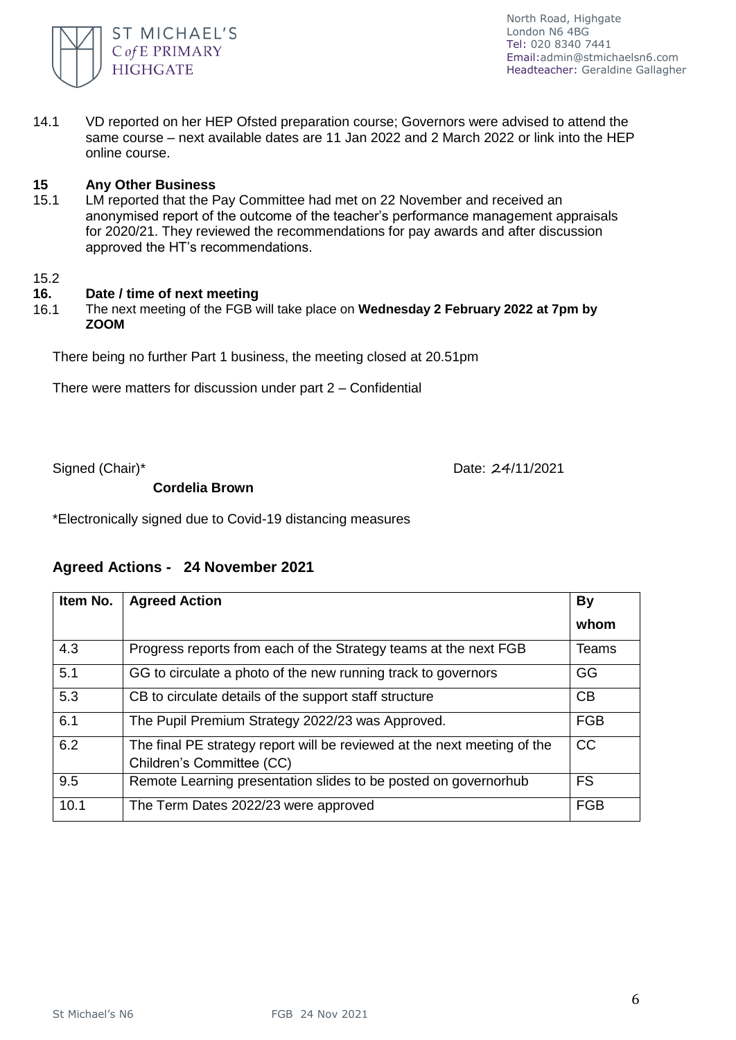14.1 VD reported on her HEP Ofsted preparation course; Governors were advised to attend the same course – next available dates are 11 Jan 2022 and 2 March 2022 or link into the HEP online course.

## 15 Any Other Business

15.1 LM reported that the Pay Committee had met on 22 November and received an anonymised report of the outcome of the teacher's performance management appraisals for 2020/21. They reviewed the recommendations for pay awards and after discussion approved the HT's recommendations.

15.2

## 16. Date / time of next meeting

16.1 The next meeting of the FGB will take place on **Wednesday 2 February 2022 at 7pm by ZOOM**

There being no further Part 1 business, the meeting closed at 20.51pm

There were matters for discussion under part 2 – Confidential

Signed (Chair)* Date: 24/11/2021

**Cordelia Brown**

*Electronically signed due to Covid-19 distancing measures

## Agreed Actions - 24 November 2021

| Item No. | Agreed Action | By whom |
|---|---|---|
| 4.3 | Progress reports from each of the Strategy teams at the next FGB | Teams |
| 5.1 | GG to circulate a photo of the new running track to governors | GG |
| 5.3 | CB to circulate details of the support staff structure | CB |
| 6.1 | The Pupil Premium Strategy 2022/23 was Approved. | FGB |
| 6.2 | The final PE strategy report will be reviewed at the next meeting of the Children's Committee (CC) | CC |
| 9.5 | Remote Learning presentation slides to be posted on governorhub | FS |
| 10.1 | The Term Dates 2022/23 were approved | FGB |